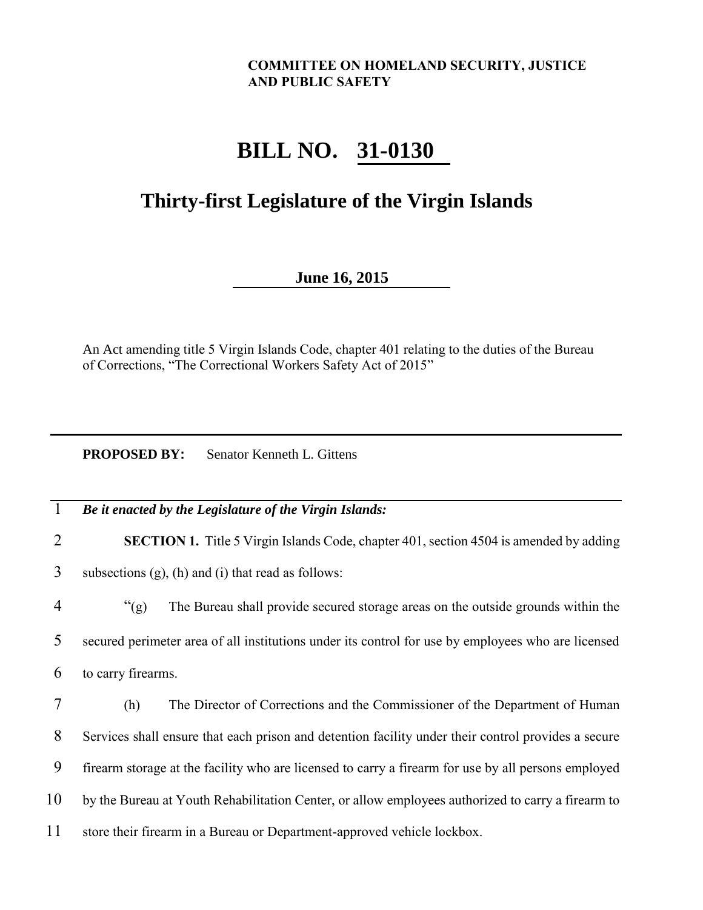**COMMITTEE ON HOMELAND SECURITY, JUSTICE AND PUBLIC SAFETY**

# BILL NO. 31-0130

## Thirty-first Legislature of the Virgin Islands

**June 16, 2015**

An Act amending title 5 Virgin Islands Code, chapter 401 relating to the duties of the Bureau of Corrections, "The Correctional Workers Safety Act of 2015"

---

**PROPOSED BY:** Senator Kenneth L. Gittens

---

1 ***Be it enacted by the Legislature of the Virgin Islands:***

2 **SECTION 1.** Title 5 Virgin Islands Code, chapter 401, section 4504 is amended by adding
3 subsections (g), (h) and (i) that read as follows:

4 "(g) The Bureau shall provide secured storage areas on the outside grounds within the
5 secured perimeter area of all institutions under its control for use by employees who are licensed
6 to carry firearms.

7 (h) The Director of Corrections and the Commissioner of the Department of Human
8 Services shall ensure that each prison and detention facility under their control provides a secure
9 firearm storage at the facility who are licensed to carry a firearm for use by all persons employed
10 by the Bureau at Youth Rehabilitation Center, or allow employees authorized to carry a firearm to
11 store their firearm in a Bureau or Department-approved vehicle lockbox.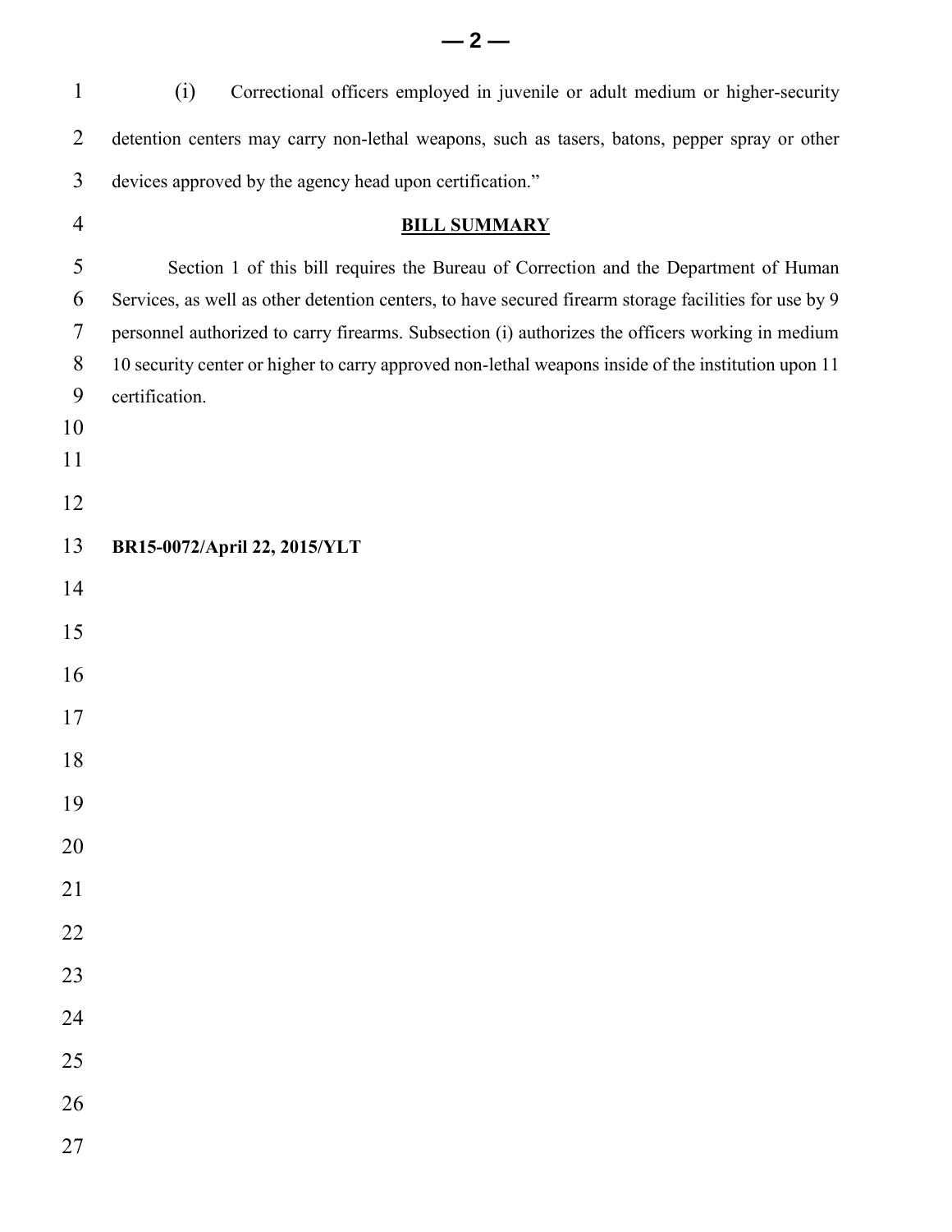(i) Correctional officers employed in juvenile or adult medium or higher-security detention centers may carry non-lethal weapons, such as tasers, batons, pepper spray or other devices approved by the agency head upon certification."

## BILL SUMMARY

Section 1 of this bill requires the Bureau of Correction and the Department of Human Services, as well as other detention centers, to have secured firearm storage facilities for use by 9 personnel authorized to carry firearms. Subsection (i) authorizes the officers working in medium 10 security center or higher to carry approved non-lethal weapons inside of the institution upon 11 certification.

**BR15-0072/April 22, 2015/YLT**